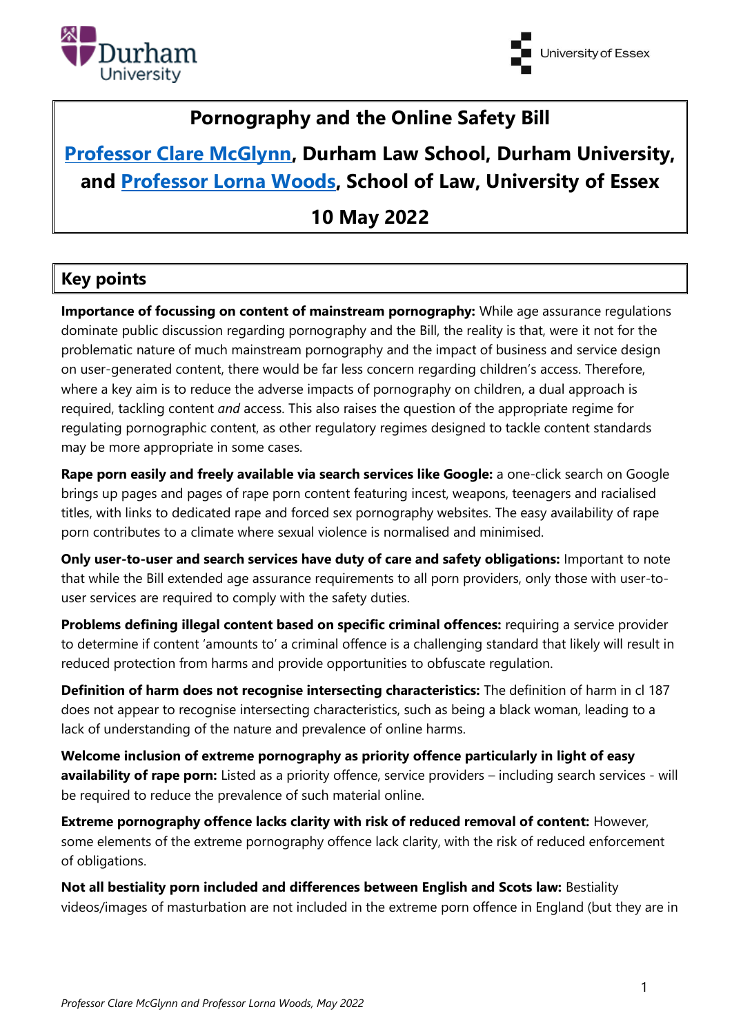# Pornography and the Online Safety Bill

**[Professor Clare McGlynn](), Durham Law School, Durham University, and [Professor Lorna Woods](), School of Law, University of Essex**

**10 May 2022**

## Key points

**Importance of focussing on content of mainstream pornography:** While age assurance regulations dominate public discussion regarding pornography and the Bill, the reality is that, were it not for the problematic nature of much mainstream pornography and the impact of business and service design on user-generated content, there would be far less concern regarding children's access. Therefore, where a key aim is to reduce the adverse impacts of pornography on children, a dual approach is required, tackling content *and* access. This also raises the question of the appropriate regime for regulating pornographic content, as other regulatory regimes designed to tackle content standards may be more appropriate in some cases.

**Rape porn easily and freely available via search services like Google:** a one-click search on Google brings up pages and pages of rape porn content featuring incest, weapons, teenagers and racialised titles, with links to dedicated rape and forced sex pornography websites. The easy availability of rape porn contributes to a climate where sexual violence is normalised and minimised.

**Only user-to-user and search services have duty of care and safety obligations:** Important to note that while the Bill extended age assurance requirements to all porn providers, only those with user-to-user services are required to comply with the safety duties.

**Problems defining illegal content based on specific criminal offences:** requiring a service provider to determine if content 'amounts to' a criminal offence is a challenging standard that likely will result in reduced protection from harms and provide opportunities to obfuscate regulation.

**Definition of harm does not recognise intersecting characteristics:** The definition of harm in cl 187 does not appear to recognise intersecting characteristics, such as being a black woman, leading to a lack of understanding of the nature and prevalence of online harms.

**Welcome inclusion of extreme pornography as priority offence particularly in light of easy availability of rape porn:** Listed as a priority offence, service providers – including search services - will be required to reduce the prevalence of such material online.

**Extreme pornography offence lacks clarity with risk of reduced removal of content:** However, some elements of the extreme pornography offence lack clarity, with the risk of reduced enforcement of obligations.

**Not all bestiality porn included and differences between English and Scots law:** Bestiality videos/images of masturbation are not included in the extreme porn offence in England (but they are in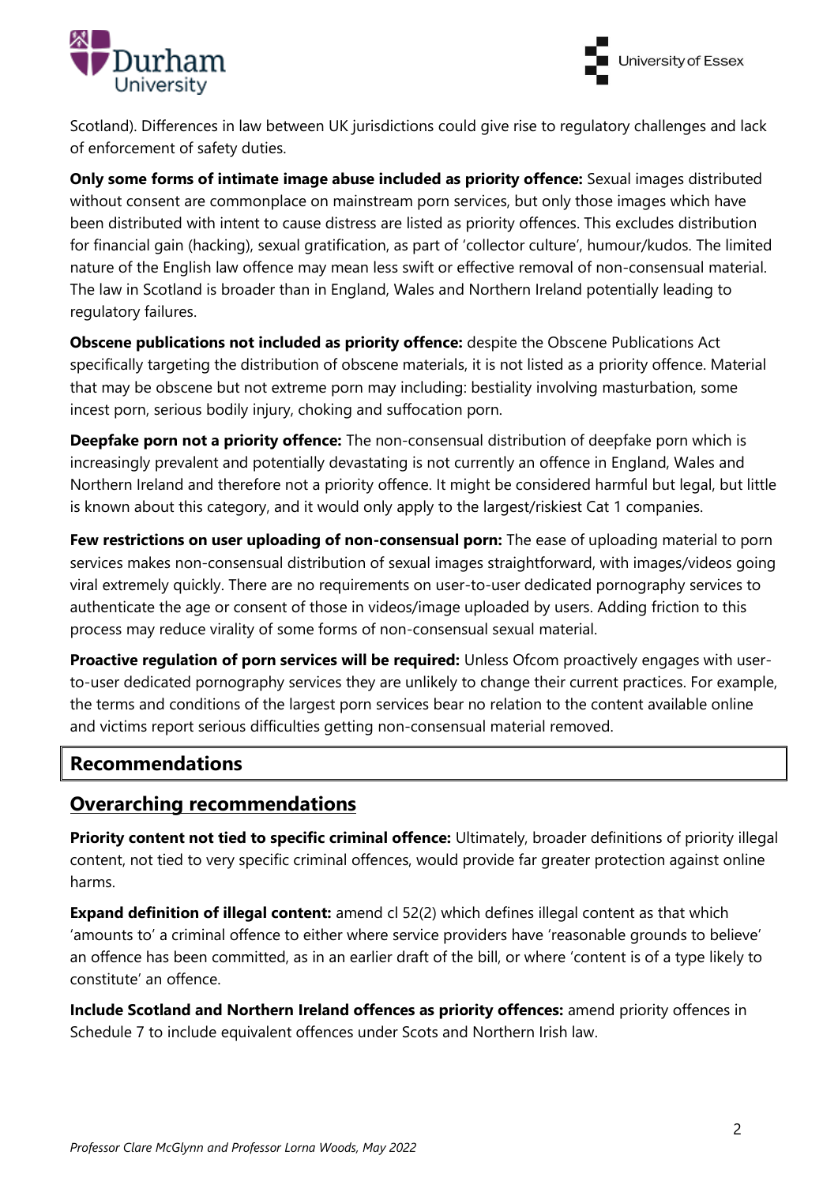Scotland). Differences in law between UK jurisdictions could give rise to regulatory challenges and lack of enforcement of safety duties.

**Only some forms of intimate image abuse included as priority offence:** Sexual images distributed without consent are commonplace on mainstream porn services, but only those images which have been distributed with intent to cause distress are listed as priority offences. This excludes distribution for financial gain (hacking), sexual gratification, as part of 'collector culture', humour/kudos. The limited nature of the English law offence may mean less swift or effective removal of non-consensual material. The law in Scotland is broader than in England, Wales and Northern Ireland potentially leading to regulatory failures.

**Obscene publications not included as priority offence:** despite the Obscene Publications Act specifically targeting the distribution of obscene materials, it is not listed as a priority offence. Material that may be obscene but not extreme porn may including: bestiality involving masturbation, some incest porn, serious bodily injury, choking and suffocation porn.

**Deepfake porn not a priority offence:** The non-consensual distribution of deepfake porn which is increasingly prevalent and potentially devastating is not currently an offence in England, Wales and Northern Ireland and therefore not a priority offence. It might be considered harmful but legal, but little is known about this category, and it would only apply to the largest/riskiest Cat 1 companies.

**Few restrictions on user uploading of non-consensual porn:** The ease of uploading material to porn services makes non-consensual distribution of sexual images straightforward, with images/videos going viral extremely quickly. There are no requirements on user-to-user dedicated pornography services to authenticate the age or consent of those in videos/image uploaded by users. Adding friction to this process may reduce virality of some forms of non-consensual sexual material.

**Proactive regulation of porn services will be required:** Unless Ofcom proactively engages with user-to-user dedicated pornography services they are unlikely to change their current practices. For example, the terms and conditions of the largest porn services bear no relation to the content available online and victims report serious difficulties getting non-consensual material removed.

## Recommendations

### Overarching recommendations

**Priority content not tied to specific criminal offence:** Ultimately, broader definitions of priority illegal content, not tied to very specific criminal offences, would provide far greater protection against online harms.

**Expand definition of illegal content:** amend cl 52(2) which defines illegal content as that which 'amounts to' a criminal offence to either where service providers have 'reasonable grounds to believe' an offence has been committed, as in an earlier draft of the bill, or where 'content is of a type likely to constitute' an offence.

**Include Scotland and Northern Ireland offences as priority offences:** amend priority offences in Schedule 7 to include equivalent offences under Scots and Northern Irish law.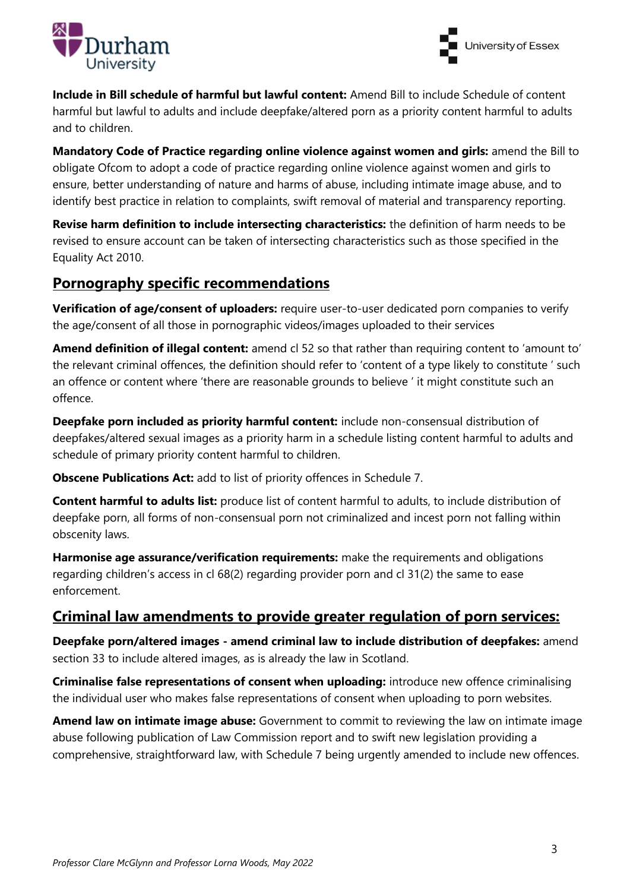**Include in Bill schedule of harmful but lawful content:** Amend Bill to include Schedule of content harmful but lawful to adults and include deepfake/altered porn as a priority content harmful to adults and to children.

**Mandatory Code of Practice regarding online violence against women and girls:** amend the Bill to obligate Ofcom to adopt a code of practice regarding online violence against women and girls to ensure, better understanding of nature and harms of abuse, including intimate image abuse, and to identify best practice in relation to complaints, swift removal of material and transparency reporting.

**Revise harm definition to include intersecting characteristics:** the definition of harm needs to be revised to ensure account can be taken of intersecting characteristics such as those specified in the Equality Act 2010.

## Pornography specific recommendations

**Verification of age/consent of uploaders:** require user-to-user dedicated porn companies to verify the age/consent of all those in pornographic videos/images uploaded to their services

**Amend definition of illegal content:** amend cl 52 so that rather than requiring content to 'amount to' the relevant criminal offences, the definition should refer to 'content of a type likely to constitute ' such an offence or content where 'there are reasonable grounds to believe ' it might constitute such an offence.

**Deepfake porn included as priority harmful content:** include non-consensual distribution of deepfakes/altered sexual images as a priority harm in a schedule listing content harmful to adults and schedule of primary priority content harmful to children.

**Obscene Publications Act:** add to list of priority offences in Schedule 7.

**Content harmful to adults list:** produce list of content harmful to adults, to include distribution of deepfake porn, all forms of non-consensual porn not criminalized and incest porn not falling within obscenity laws.

**Harmonise age assurance/verification requirements:** make the requirements and obligations regarding children's access in cl 68(2) regarding provider porn and cl 31(2) the same to ease enforcement.

## Criminal law amendments to provide greater regulation of porn services:

**Deepfake porn/altered images - amend criminal law to include distribution of deepfakes:** amend section 33 to include altered images, as is already the law in Scotland.

**Criminalise false representations of consent when uploading:** introduce new offence criminalising the individual user who makes false representations of consent when uploading to porn websites.

**Amend law on intimate image abuse:** Government to commit to reviewing the law on intimate image abuse following publication of Law Commission report and to swift new legislation providing a comprehensive, straightforward law, with Schedule 7 being urgently amended to include new offences.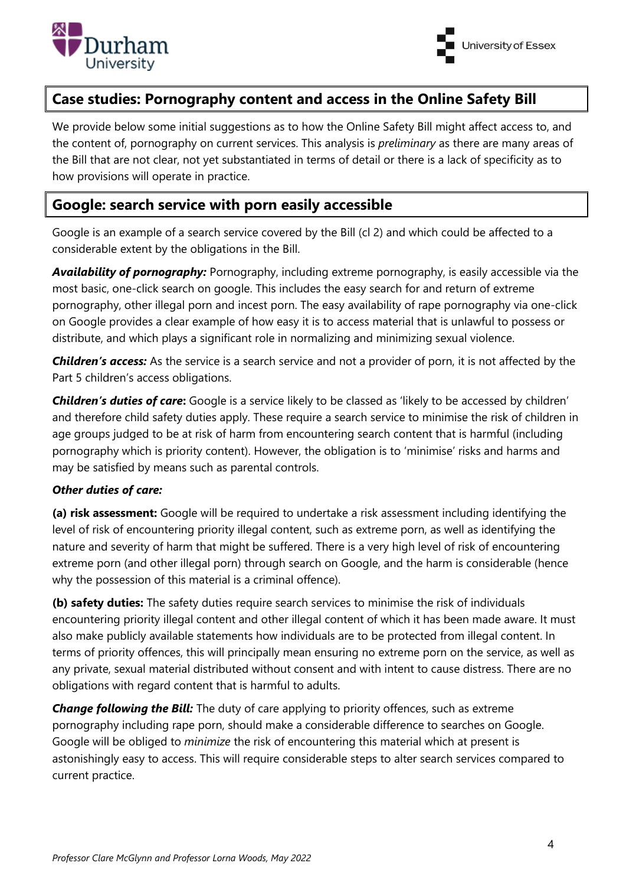## Case studies: Pornography content and access in the Online Safety Bill

We provide below some initial suggestions as to how the Online Safety Bill might affect access to, and the content of, pornography on current services. This analysis is *preliminary* as there are many areas of the Bill that are not clear, not yet substantiated in terms of detail or there is a lack of specificity as to how provisions will operate in practice.

## Google: search service with porn easily accessible

Google is an example of a search service covered by the Bill (cl 2) and which could be affected to a considerable extent by the obligations in the Bill.

***Availability of pornography:*** Pornography, including extreme pornography, is easily accessible via the most basic, one-click search on google. This includes the easy search for and return of extreme pornography, other illegal porn and incest porn. The easy availability of rape pornography via one-click on Google provides a clear example of how easy it is to access material that is unlawful to possess or distribute, and which plays a significant role in normalizing and minimizing sexual violence.

***Children's access:*** As the service is a search service and not a provider of porn, it is not affected by the Part 5 children's access obligations.

***Children's duties of care*:** Google is a service likely to be classed as 'likely to be accessed by children' and therefore child safety duties apply. These require a search service to minimise the risk of children in age groups judged to be at risk of harm from encountering search content that is harmful (including pornography which is priority content). However, the obligation is to 'minimise' risks and harms and may be satisfied by means such as parental controls.

***Other duties of care:***

**(a) risk assessment:** Google will be required to undertake a risk assessment including identifying the level of risk of encountering priority illegal content, such as extreme porn, as well as identifying the nature and severity of harm that might be suffered. There is a very high level of risk of encountering extreme porn (and other illegal porn) through search on Google, and the harm is considerable (hence why the possession of this material is a criminal offence).

**(b) safety duties:** The safety duties require search services to minimise the risk of individuals encountering priority illegal content and other illegal content of which it has been made aware. It must also make publicly available statements how individuals are to be protected from illegal content. In terms of priority offences, this will principally mean ensuring no extreme porn on the service, as well as any private, sexual material distributed without consent and with intent to cause distress. There are no obligations with regard content that is harmful to adults.

***Change following the Bill:*** The duty of care applying to priority offences, such as extreme pornography including rape porn, should make a considerable difference to searches on Google. Google will be obliged to *minimize* the risk of encountering this material which at present is astonishingly easy to access. This will require considerable steps to alter search services compared to current practice.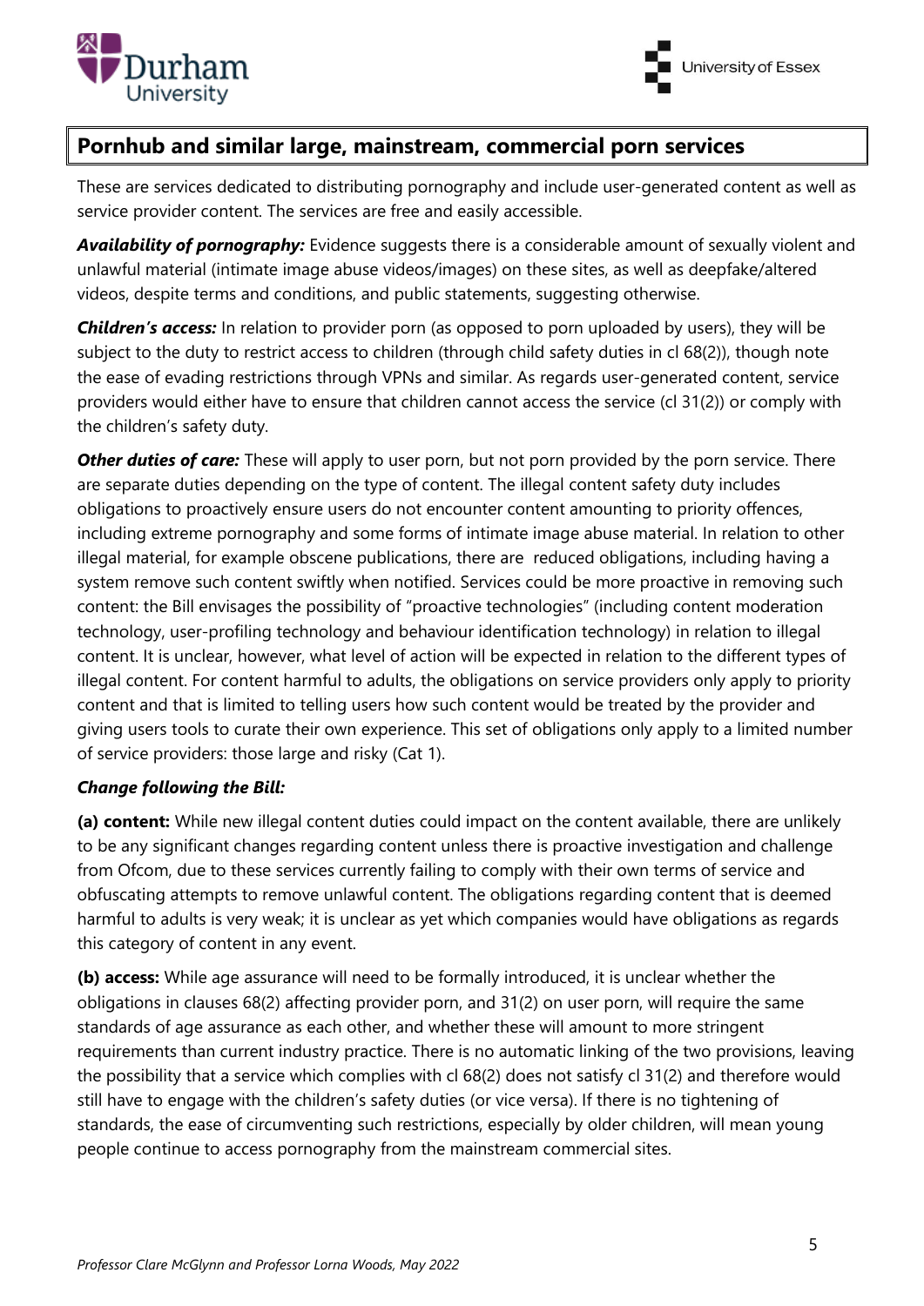## Pornhub and similar large, mainstream, commercial porn services

These are services dedicated to distributing pornography and include user-generated content as well as service provider content. The services are free and easily accessible.

***Availability of pornography:*** Evidence suggests there is a considerable amount of sexually violent and unlawful material (intimate image abuse videos/images) on these sites, as well as deepfake/altered videos, despite terms and conditions, and public statements, suggesting otherwise.

***Children's access:*** In relation to provider porn (as opposed to porn uploaded by users), they will be subject to the duty to restrict access to children (through child safety duties in cl 68(2)), though note the ease of evading restrictions through VPNs and similar. As regards user-generated content, service providers would either have to ensure that children cannot access the service (cl 31(2)) or comply with the children's safety duty.

***Other duties of care:*** These will apply to user porn, but not porn provided by the porn service. There are separate duties depending on the type of content. The illegal content safety duty includes obligations to proactively ensure users do not encounter content amounting to priority offences, including extreme pornography and some forms of intimate image abuse material. In relation to other illegal material, for example obscene publications, there are reduced obligations, including having a system remove such content swiftly when notified. Services could be more proactive in removing such content: the Bill envisages the possibility of "proactive technologies" (including content moderation technology, user-profiling technology and behaviour identification technology) in relation to illegal content. It is unclear, however, what level of action will be expected in relation to the different types of illegal content. For content harmful to adults, the obligations on service providers only apply to priority content and that is limited to telling users how such content would be treated by the provider and giving users tools to curate their own experience. This set of obligations only apply to a limited number of service providers: those large and risky (Cat 1).

***Change following the Bill:***

**(a) content:** While new illegal content duties could impact on the content available, there are unlikely to be any significant changes regarding content unless there is proactive investigation and challenge from Ofcom, due to these services currently failing to comply with their own terms of service and obfuscating attempts to remove unlawful content. The obligations regarding content that is deemed harmful to adults is very weak; it is unclear as yet which companies would have obligations as regards this category of content in any event.

**(b) access:** While age assurance will need to be formally introduced, it is unclear whether the obligations in clauses 68(2) affecting provider porn, and 31(2) on user porn, will require the same standards of age assurance as each other, and whether these will amount to more stringent requirements than current industry practice. There is no automatic linking of the two provisions, leaving the possibility that a service which complies with cl 68(2) does not satisfy cl 31(2) and therefore would still have to engage with the children's safety duties (or vice versa). If there is no tightening of standards, the ease of circumventing such restrictions, especially by older children, will mean young people continue to access pornography from the mainstream commercial sites.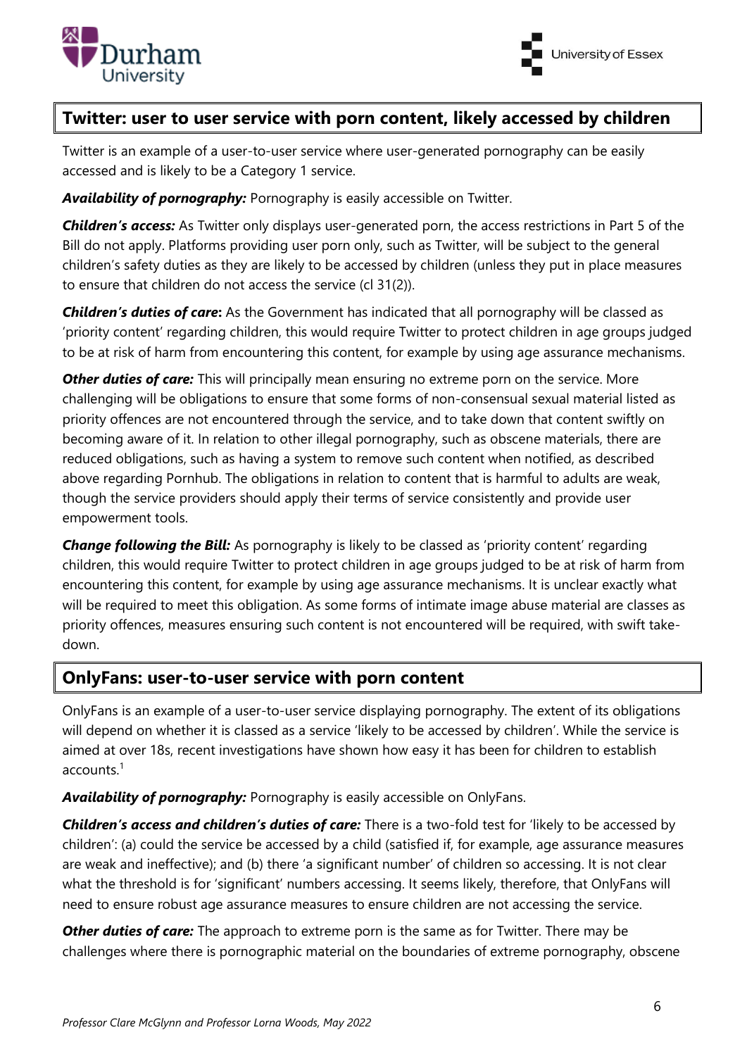## Twitter: user to user service with porn content, likely accessed by children

Twitter is an example of a user-to-user service where user-generated pornography can be easily accessed and is likely to be a Category 1 service.

***Availability of pornography:*** Pornography is easily accessible on Twitter.

***Children's access:*** As Twitter only displays user-generated porn, the access restrictions in Part 5 of the Bill do not apply. Platforms providing user porn only, such as Twitter, will be subject to the general children's safety duties as they are likely to be accessed by children (unless they put in place measures to ensure that children do not access the service (cl 31(2)).

***Children's duties of care*:** As the Government has indicated that all pornography will be classed as 'priority content' regarding children, this would require Twitter to protect children in age groups judged to be at risk of harm from encountering this content, for example by using age assurance mechanisms.

***Other duties of care:*** This will principally mean ensuring no extreme porn on the service. More challenging will be obligations to ensure that some forms of non-consensual sexual material listed as priority offences are not encountered through the service, and to take down that content swiftly on becoming aware of it. In relation to other illegal pornography, such as obscene materials, there are reduced obligations, such as having a system to remove such content when notified, as described above regarding Pornhub. The obligations in relation to content that is harmful to adults are weak, though the service providers should apply their terms of service consistently and provide user empowerment tools.

***Change following the Bill:*** As pornography is likely to be classed as 'priority content' regarding children, this would require Twitter to protect children in age groups judged to be at risk of harm from encountering this content, for example by using age assurance mechanisms. It is unclear exactly what will be required to meet this obligation. As some forms of intimate image abuse material are classes as priority offences, measures ensuring such content is not encountered will be required, with swift take-down.

## OnlyFans: user-to-user service with porn content

OnlyFans is an example of a user-to-user service displaying pornography. The extent of its obligations will depend on whether it is classed as a service 'likely to be accessed by children'. While the service is aimed at over 18s, recent investigations have shown how easy it has been for children to establish accounts.[1]

***Availability of pornography:*** Pornography is easily accessible on OnlyFans.

***Children's access and children's duties of care:*** There is a two-fold test for 'likely to be accessed by children': (a) could the service be accessed by a child (satisfied if, for example, age assurance measures are weak and ineffective); and (b) there 'a significant number' of children so accessing. It is not clear what the threshold is for 'significant' numbers accessing. It seems likely, therefore, that OnlyFans will need to ensure robust age assurance measures to ensure children are not accessing the service.

***Other duties of care:*** The approach to extreme porn is the same as for Twitter. There may be challenges where there is pornographic material on the boundaries of extreme pornography, obscene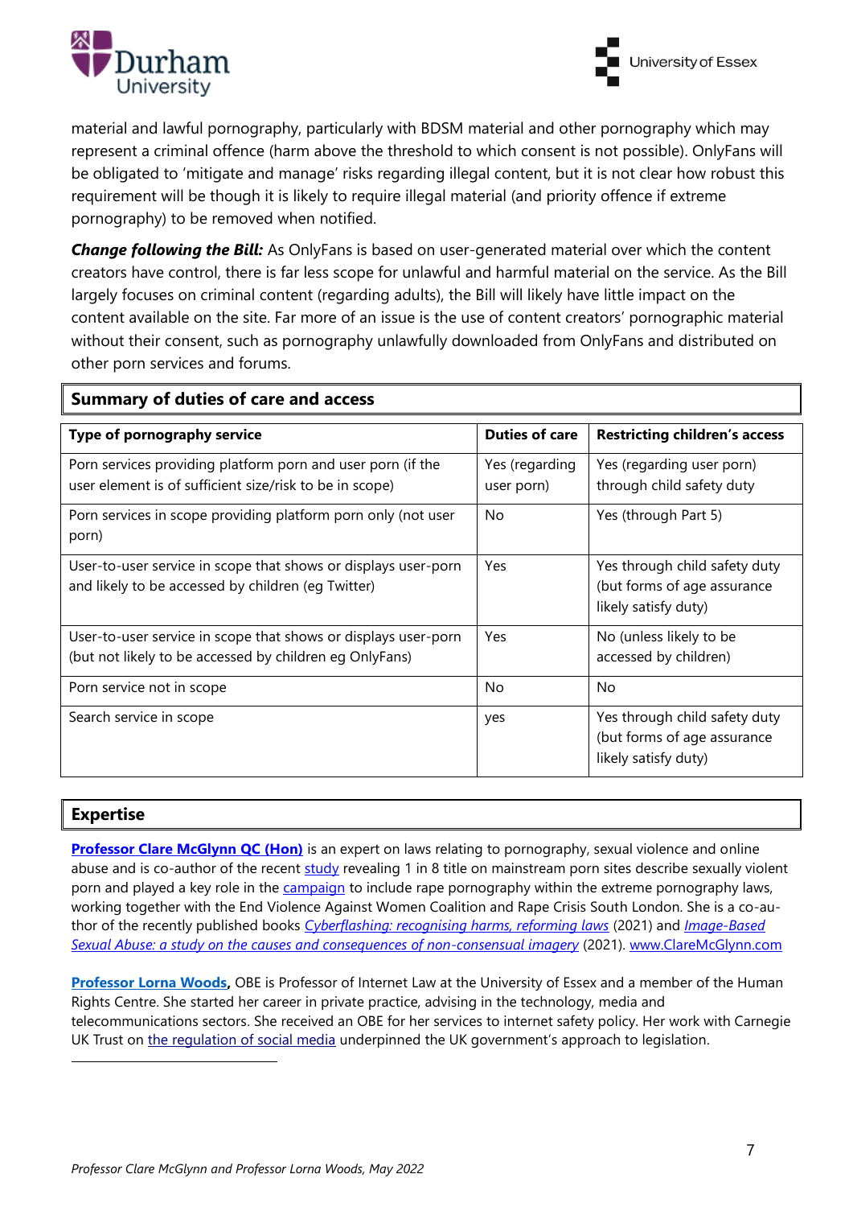material and lawful pornography, particularly with BDSM material and other pornography which may represent a criminal offence (harm above the threshold to which consent is not possible). OnlyFans will be obligated to 'mitigate and manage' risks regarding illegal content, but it is not clear how robust this requirement will be though it is likely to require illegal material (and priority offence if extreme pornography) to be removed when notified.

***Change following the Bill:*** As OnlyFans is based on user-generated material over which the content creators have control, there is far less scope for unlawful and harmful material on the service. As the Bill largely focuses on criminal content (regarding adults), the Bill will likely have little impact on the content available on the site. Far more of an issue is the use of content creators' pornographic material without their consent, such as pornography unlawfully downloaded from OnlyFans and distributed on other porn services and forums.

## Summary of duties of care and access

| Type of pornography service | Duties of care | Restricting children's access |
|---|---|---|
| Porn services providing platform porn and user porn (if the user element is of sufficient size/risk to be in scope) | Yes (regarding user porn) | Yes (regarding user porn) through child safety duty |
| Porn services in scope providing platform porn only (not user porn) | No | Yes (through Part 5) |
| User-to-user service in scope that shows or displays user-porn and likely to be accessed by children (eg Twitter) | Yes | Yes through child safety duty (but forms of age assurance likely satisfy duty) |
| User-to-user service in scope that shows or displays user-porn (but not likely to be accessed by children eg OnlyFans) | Yes | No (unless likely to be accessed by children) |
| Porn service not in scope | No | No |
| Search service in scope | yes | Yes through child safety duty (but forms of age assurance likely satisfy duty) |

## Expertise

**Professor Clare McGlynn QC (Hon)** is an expert on laws relating to pornography, sexual violence and online abuse and is co-author of the recent study revealing 1 in 8 title on mainstream porn sites describe sexually violent porn and played a key role in the campaign to include rape pornography within the extreme pornography laws, working together with the End Violence Against Women Coalition and Rape Crisis South London. She is a co-author of the recently published books *Cyberflashing: recognising harms, reforming laws* (2021) and *Image-Based Sexual Abuse: a study on the causes and consequences of non-consensual imagery* (2021). www.ClareMcGlynn.com

**Professor Lorna Woods**, OBE is Professor of Internet Law at the University of Essex and a member of the Human Rights Centre. She started her career in private practice, advising in the technology, media and telecommunications sectors. She received an OBE for her services to internet safety policy. Her work with Carnegie UK Trust on the regulation of social media underpinned the UK government's approach to legislation.